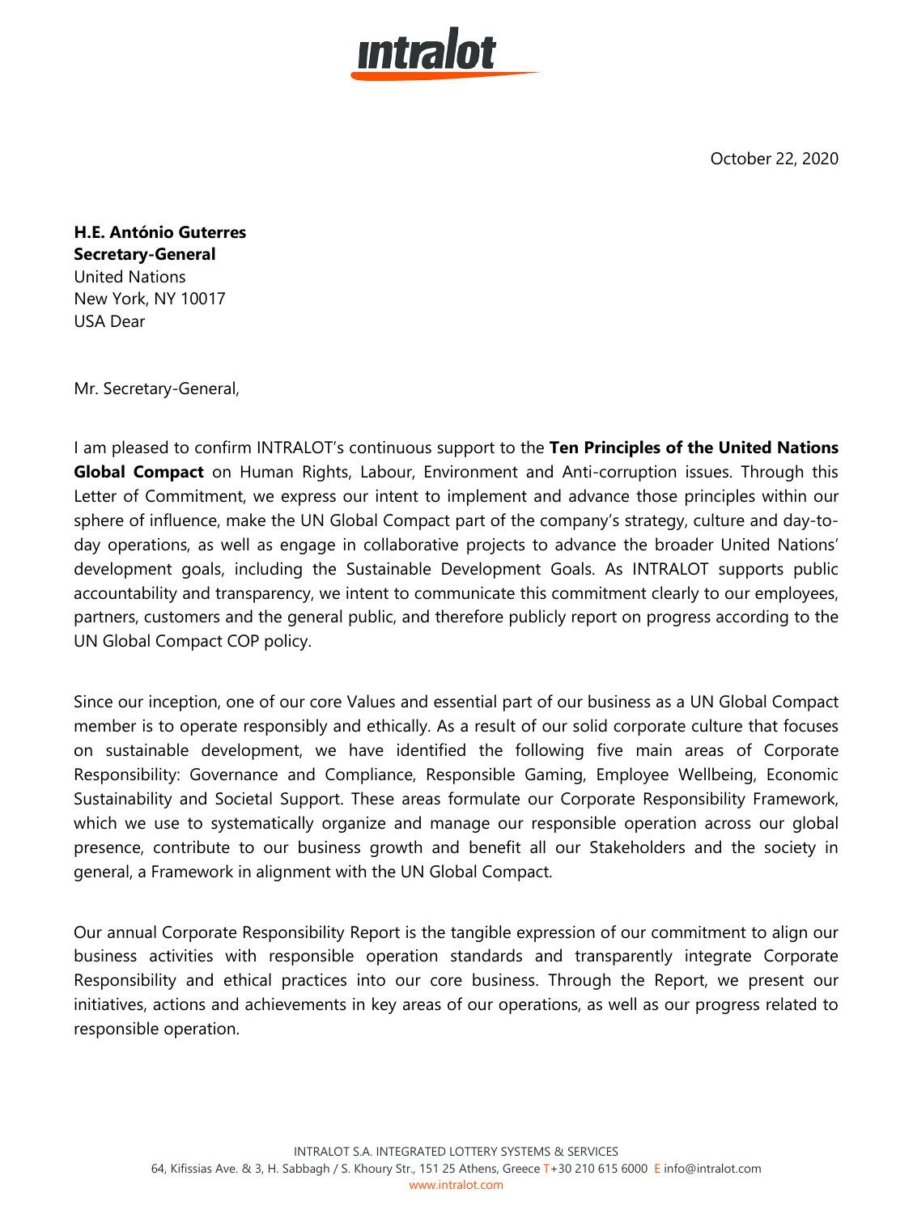October 22, 2020

**H.E. António Guterres**
**Secretary-General**
United Nations
New York, NY 10017
USA Dear

Mr. Secretary-General,

I am pleased to confirm INTRALOT's continuous support to the **Ten Principles of the United Nations Global Compact** on Human Rights, Labour, Environment and Anti-corruption issues. Through this Letter of Commitment, we express our intent to implement and advance those principles within our sphere of influence, make the UN Global Compact part of the company's strategy, culture and day-to-day operations, as well as engage in collaborative projects to advance the broader United Nations' development goals, including the Sustainable Development Goals. As INTRALOT supports public accountability and transparency, we intent to communicate this commitment clearly to our employees, partners, customers and the general public, and therefore publicly report on progress according to the UN Global Compact COP policy.

Since our inception, one of our core Values and essential part of our business as a UN Global Compact member is to operate responsibly and ethically. As a result of our solid corporate culture that focuses on sustainable development, we have identified the following five main areas of Corporate Responsibility: Governance and Compliance, Responsible Gaming, Employee Wellbeing, Economic Sustainability and Societal Support. These areas formulate our Corporate Responsibility Framework, which we use to systematically organize and manage our responsible operation across our global presence, contribute to our business growth and benefit all our Stakeholders and the society in general, a Framework in alignment with the UN Global Compact.

Our annual Corporate Responsibility Report is the tangible expression of our commitment to align our business activities with responsible operation standards and transparently integrate Corporate Responsibility and ethical practices into our core business. Through the Report, we present our initiatives, actions and achievements in key areas of our operations, as well as our progress related to responsible operation.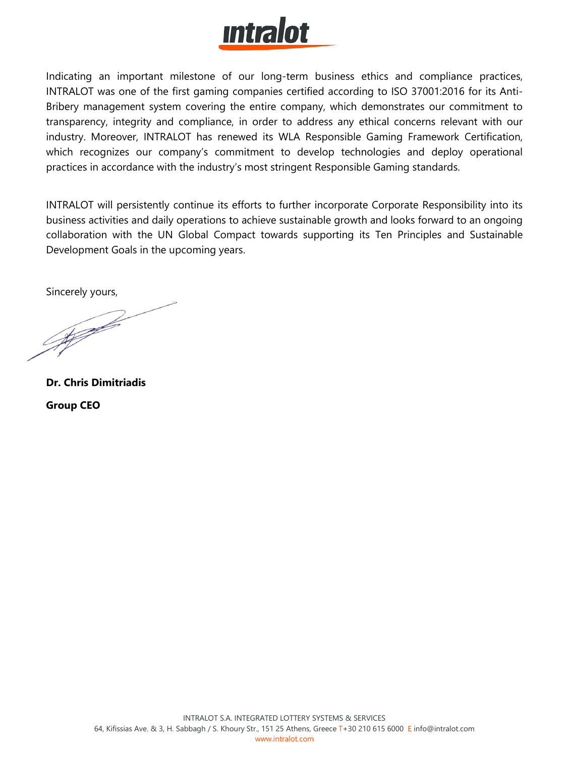Indicating an important milestone of our long-term business ethics and compliance practices, INTRALOT was one of the first gaming companies certified according to ISO 37001:2016 for its Anti-Bribery management system covering the entire company, which demonstrates our commitment to transparency, integrity and compliance, in order to address any ethical concerns relevant with our industry. Moreover, INTRALOT has renewed its WLA Responsible Gaming Framework Certification, which recognizes our company's commitment to develop technologies and deploy operational practices in accordance with the industry's most stringent Responsible Gaming standards.

INTRALOT will persistently continue its efforts to further incorporate Corporate Responsibility into its business activities and daily operations to achieve sustainable growth and looks forward to an ongoing collaboration with the UN Global Compact towards supporting its Ten Principles and Sustainable Development Goals in the upcoming years.

Sincerely yours,

**Dr. Chris Dimitriadis**

**Group CEO**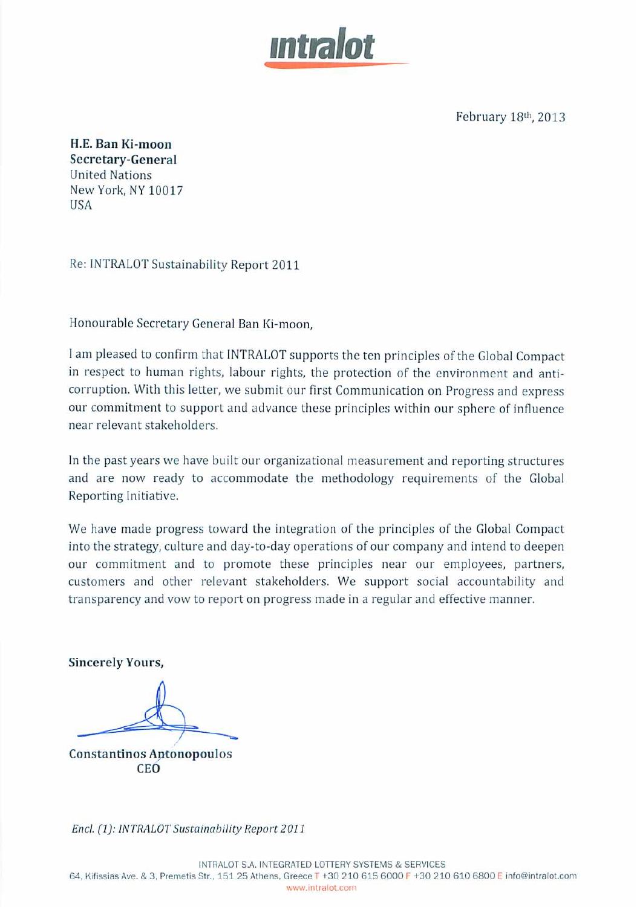intralot

February 18th, 2013

**H.E. Ban Ki-moon**
**Secretary-General**
United Nations
New York, NY 10017
USA

Re: INTRALOT Sustainability Report 2011

Honourable Secretary General Ban Ki-moon,

I am pleased to confirm that INTRALOT supports the ten principles of the Global Compact in respect to human rights, labour rights, the protection of the environment and anti-corruption. With this letter, we submit our first Communication on Progress and express our commitment to support and advance these principles within our sphere of influence near relevant stakeholders.

In the past years we have built our organizational measurement and reporting structures and are now ready to accommodate the methodology requirements of the Global Reporting Initiative.

We have made progress toward the integration of the principles of the Global Compact into the strategy, culture and day-to-day operations of our company and intend to deepen our commitment and to promote these principles near our employees, partners, customers and other relevant stakeholders. We support social accountability and transparency and vow to report on progress made in a regular and effective manner.

**Sincerely Yours,**

**Constantinos Antonopoulos**
**CEO**

*Encl. (1): INTRALOT Sustainability Report 2011*

INTRALOT S.A. INTEGRATED LOTTERY SYSTEMS & SERVICES
64, Kifissias Ave. & 3, Premetis Str., 151 25 Athens, Greece T +30 210 615 6000 F +30 210 610 6800 E info@intralot.com
www.intralot.com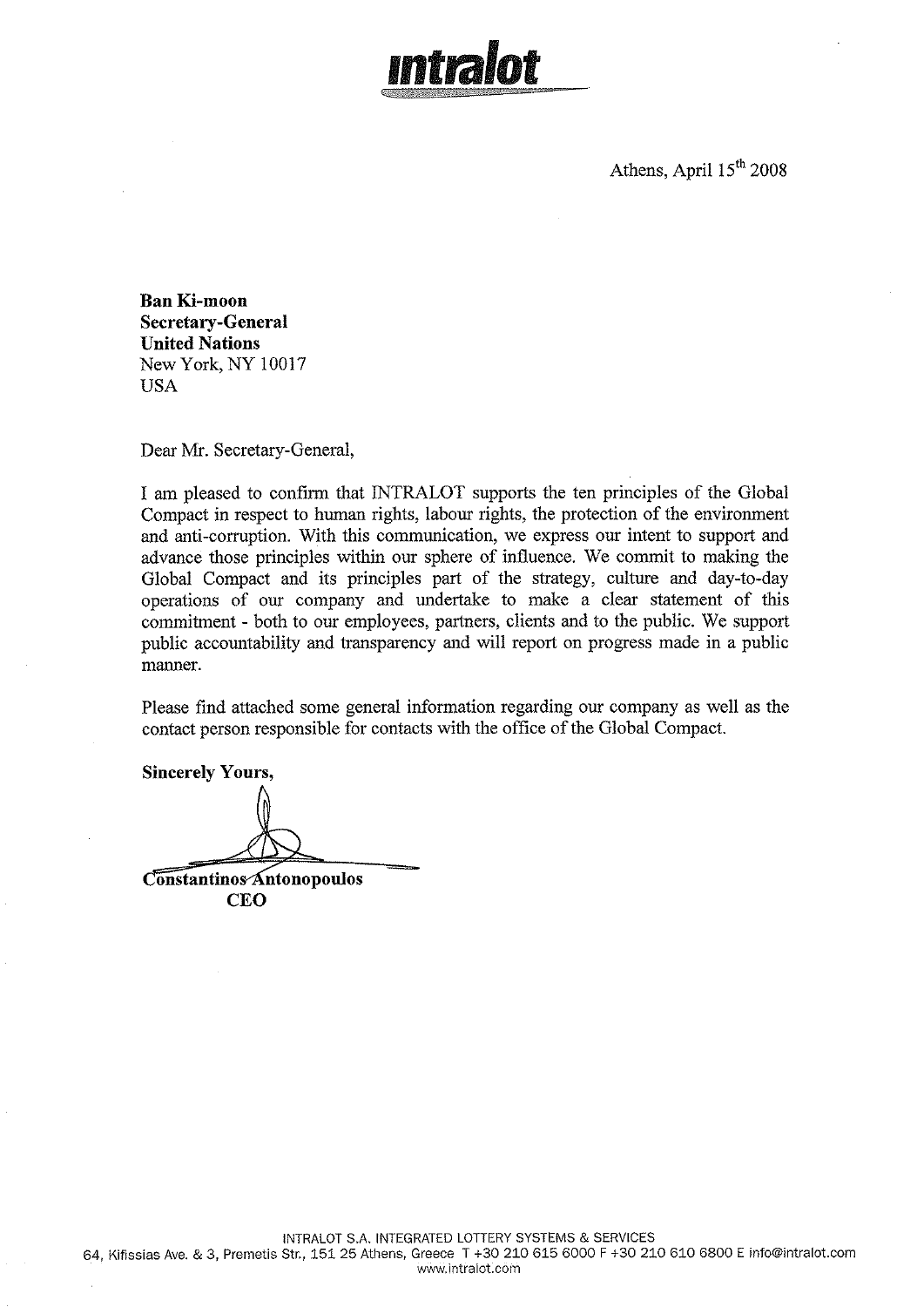intralot

Athens, April 15th 2008

**Ban Ki-moon**
**Secretary-General**
**United Nations**
New York, NY 10017
USA

Dear Mr. Secretary-General,

I am pleased to confirm that INTRALOT supports the ten principles of the Global Compact in respect to human rights, labour rights, the protection of the environment and anti-corruption. With this communication, we express our intent to support and advance those principles within our sphere of influence. We commit to making the Global Compact and its principles part of the strategy, culture and day-to-day operations of our company and undertake to make a clear statement of this commitment - both to our employees, partners, clients and to the public. We support public accountability and transparency and will report on progress made in a public manner.

Please find attached some general information regarding our company as well as the contact person responsible for contacts with the office of the Global Compact.

**Sincerely Yours,**

**Constantinos Antonopoulos**
**CEO**

INTRALOT S.A. INTEGRATED LOTTERY SYSTEMS & SERVICES
64, Kifissias Ave. & 3, Premetis Str., 151 25 Athens, Greece T +30 210 615 6000 F +30 210 610 6800 E info@intralot.com
www.intralot.com